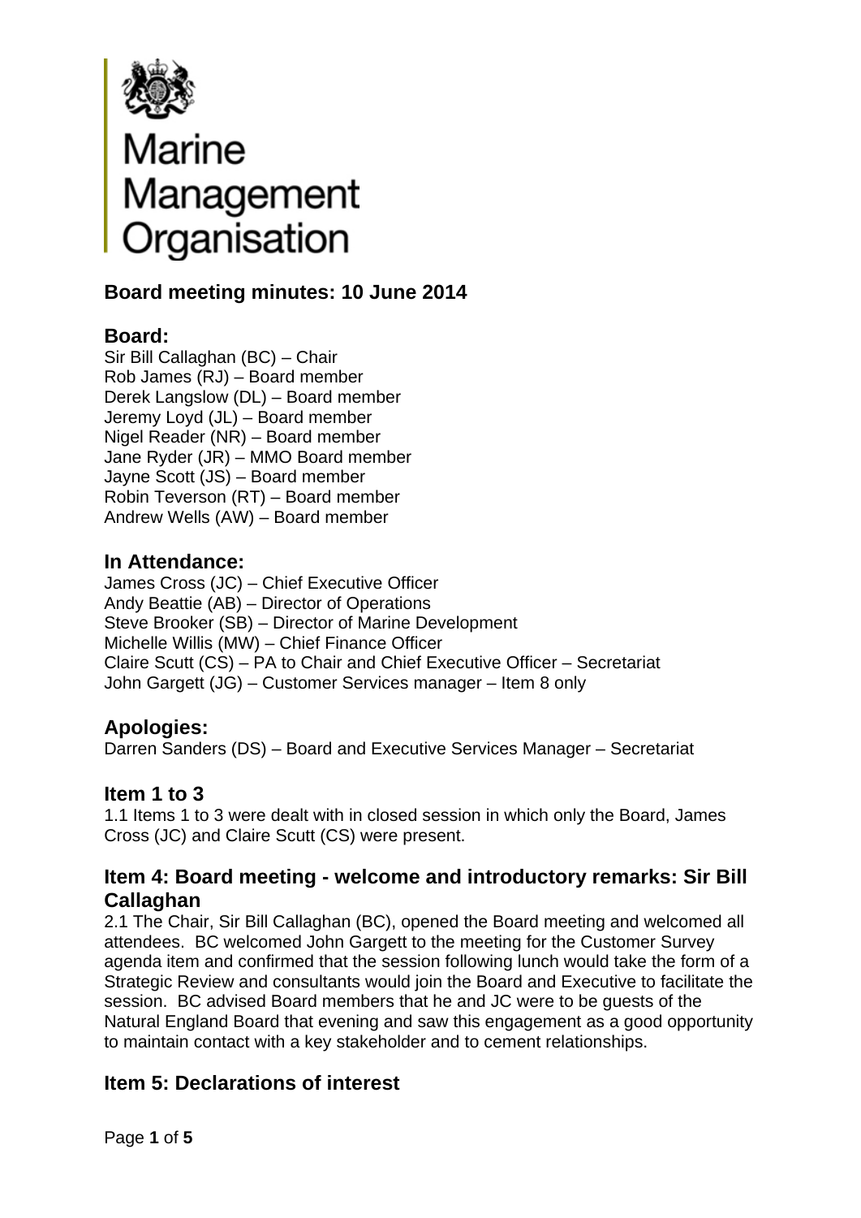Marine Management Organisation

# Board meeting minutes: 10 June 2014

## Board:

Sir Bill Callaghan (BC) – Chair
Rob James (RJ) – Board member
Derek Langslow (DL) – Board member
Jeremy Loyd (JL) – Board member
Nigel Reader (NR) – Board member
Jane Ryder (JR) – MMO Board member
Jayne Scott (JS) – Board member
Robin Teverson (RT) – Board member
Andrew Wells (AW) – Board member

## In Attendance:

James Cross (JC) – Chief Executive Officer
Andy Beattie (AB) – Director of Operations
Steve Brooker (SB) – Director of Marine Development
Michelle Willis (MW) – Chief Finance Officer
Claire Scutt (CS) – PA to Chair and Chief Executive Officer – Secretariat
John Gargett (JG) – Customer Services manager – Item 8 only

## Apologies:

Darren Sanders (DS) – Board and Executive Services Manager – Secretariat

## Item 1 to 3

1.1 Items 1 to 3 were dealt with in closed session in which only the Board, James Cross (JC) and Claire Scutt (CS) were present.

## Item 4: Board meeting - welcome and introductory remarks: Sir Bill Callaghan

2.1 The Chair, Sir Bill Callaghan (BC), opened the Board meeting and welcomed all attendees. BC welcomed John Gargett to the meeting for the Customer Survey agenda item and confirmed that the session following lunch would take the form of a Strategic Review and consultants would join the Board and Executive to facilitate the session. BC advised Board members that he and JC were to be guests of the Natural England Board that evening and saw this engagement as a good opportunity to maintain contact with a key stakeholder and to cement relationships.

## Item 5: Declarations of interest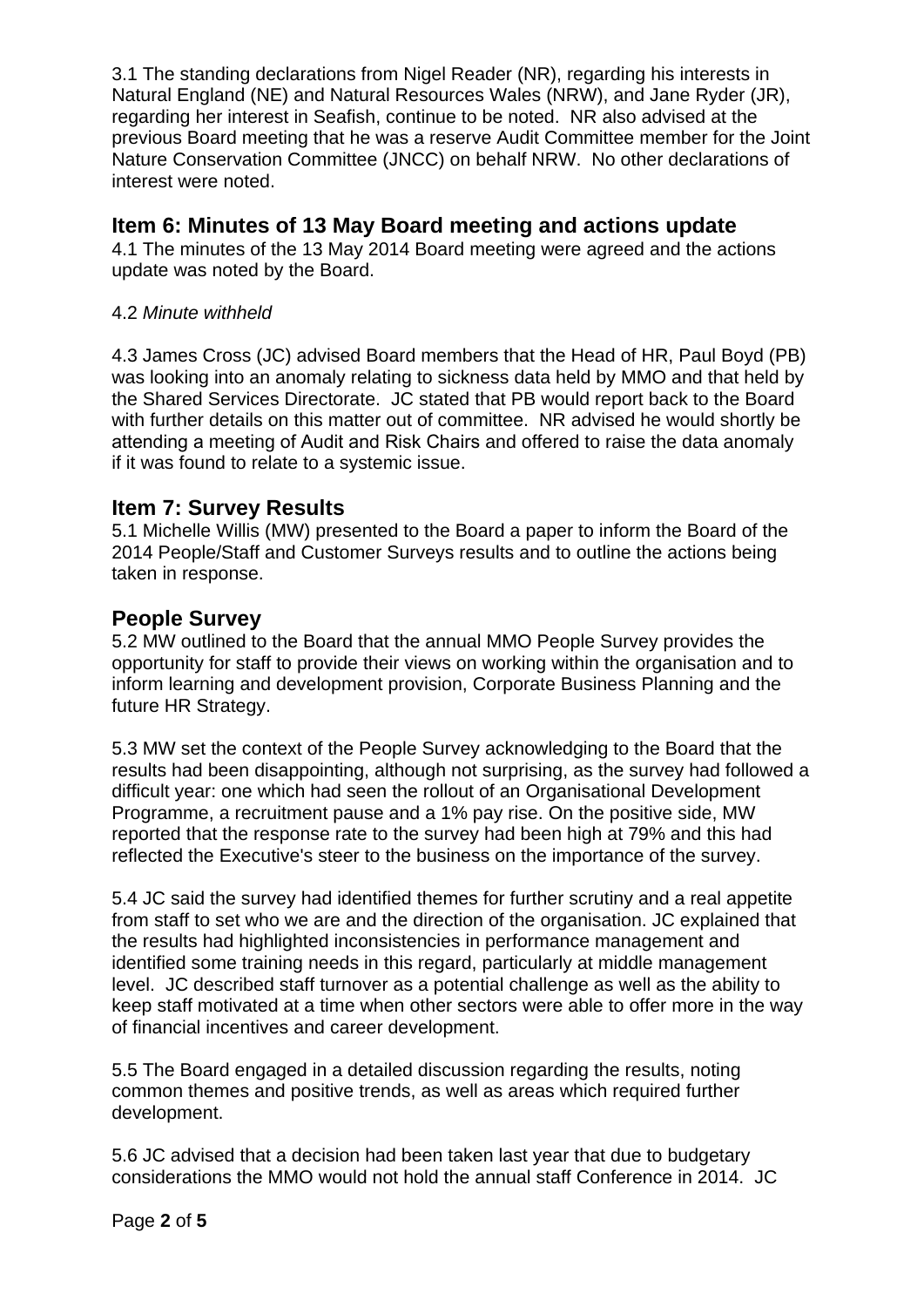3.1 The standing declarations from Nigel Reader (NR), regarding his interests in Natural England (NE) and Natural Resources Wales (NRW), and Jane Ryder (JR), regarding her interest in Seafish, continue to be noted. NR also advised at the previous Board meeting that he was a reserve Audit Committee member for the Joint Nature Conservation Committee (JNCC) on behalf NRW. No other declarations of interest were noted.

## Item 6: Minutes of 13 May Board meeting and actions update

4.1 The minutes of the 13 May 2014 Board meeting were agreed and the actions update was noted by the Board.

4.2 *Minute withheld*

4.3 James Cross (JC) advised Board members that the Head of HR, Paul Boyd (PB) was looking into an anomaly relating to sickness data held by MMO and that held by the Shared Services Directorate. JC stated that PB would report back to the Board with further details on this matter out of committee. NR advised he would shortly be attending a meeting of Audit and Risk Chairs and offered to raise the data anomaly if it was found to relate to a systemic issue.

## Item 7: Survey Results

5.1 Michelle Willis (MW) presented to the Board a paper to inform the Board of the 2014 People/Staff and Customer Surveys results and to outline the actions being taken in response.

## People Survey

5.2 MW outlined to the Board that the annual MMO People Survey provides the opportunity for staff to provide their views on working within the organisation and to inform learning and development provision, Corporate Business Planning and the future HR Strategy.

5.3 MW set the context of the People Survey acknowledging to the Board that the results had been disappointing, although not surprising, as the survey had followed a difficult year: one which had seen the rollout of an Organisational Development Programme, a recruitment pause and a 1% pay rise. On the positive side, MW reported that the response rate to the survey had been high at 79% and this had reflected the Executive's steer to the business on the importance of the survey.

5.4 JC said the survey had identified themes for further scrutiny and a real appetite from staff to set who we are and the direction of the organisation. JC explained that the results had highlighted inconsistencies in performance management and identified some training needs in this regard, particularly at middle management level. JC described staff turnover as a potential challenge as well as the ability to keep staff motivated at a time when other sectors were able to offer more in the way of financial incentives and career development.

5.5 The Board engaged in a detailed discussion regarding the results, noting common themes and positive trends, as well as areas which required further development.

5.6 JC advised that a decision had been taken last year that due to budgetary considerations the MMO would not hold the annual staff Conference in 2014. JC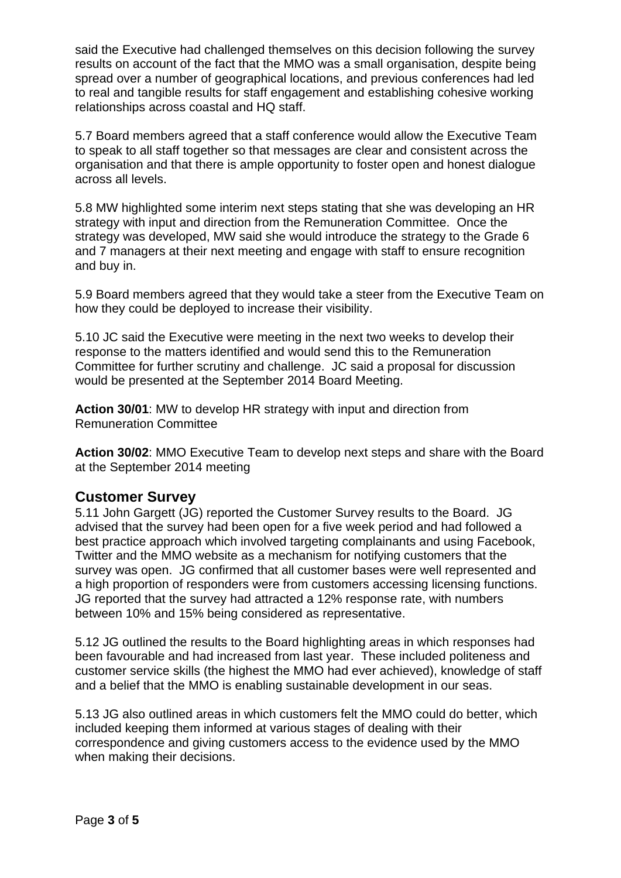said the Executive had challenged themselves on this decision following the survey results on account of the fact that the MMO was a small organisation, despite being spread over a number of geographical locations, and previous conferences had led to real and tangible results for staff engagement and establishing cohesive working relationships across coastal and HQ staff.

5.7 Board members agreed that a staff conference would allow the Executive Team to speak to all staff together so that messages are clear and consistent across the organisation and that there is ample opportunity to foster open and honest dialogue across all levels.

5.8 MW highlighted some interim next steps stating that she was developing an HR strategy with input and direction from the Remuneration Committee. Once the strategy was developed, MW said she would introduce the strategy to the Grade 6 and 7 managers at their next meeting and engage with staff to ensure recognition and buy in.

5.9 Board members agreed that they would take a steer from the Executive Team on how they could be deployed to increase their visibility.

5.10 JC said the Executive were meeting in the next two weeks to develop their response to the matters identified and would send this to the Remuneration Committee for further scrutiny and challenge. JC said a proposal for discussion would be presented at the September 2014 Board Meeting.

**Action 30/01**: MW to develop HR strategy with input and direction from Remuneration Committee

**Action 30/02**: MMO Executive Team to develop next steps and share with the Board at the September 2014 meeting

## Customer Survey

5.11 John Gargett (JG) reported the Customer Survey results to the Board. JG advised that the survey had been open for a five week period and had followed a best practice approach which involved targeting complainants and using Facebook, Twitter and the MMO website as a mechanism for notifying customers that the survey was open. JG confirmed that all customer bases were well represented and a high proportion of responders were from customers accessing licensing functions. JG reported that the survey had attracted a 12% response rate, with numbers between 10% and 15% being considered as representative.

5.12 JG outlined the results to the Board highlighting areas in which responses had been favourable and had increased from last year. These included politeness and customer service skills (the highest the MMO had ever achieved), knowledge of staff and a belief that the MMO is enabling sustainable development in our seas.

5.13 JG also outlined areas in which customers felt the MMO could do better, which included keeping them informed at various stages of dealing with their correspondence and giving customers access to the evidence used by the MMO when making their decisions.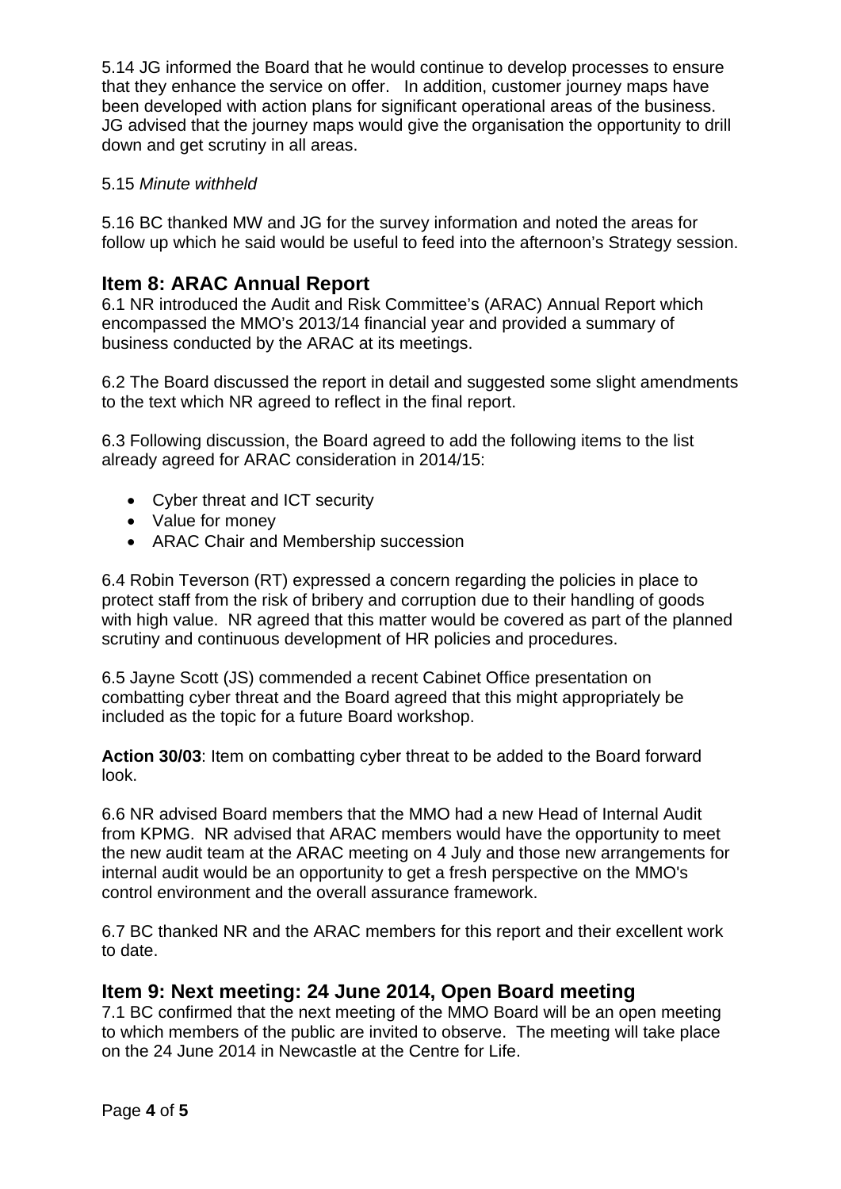5.14 JG informed the Board that he would continue to develop processes to ensure that they enhance the service on offer. In addition, customer journey maps have been developed with action plans for significant operational areas of the business. JG advised that the journey maps would give the organisation the opportunity to drill down and get scrutiny in all areas.

5.15 *Minute withheld*

5.16 BC thanked MW and JG for the survey information and noted the areas for follow up which he said would be useful to feed into the afternoon's Strategy session.

## Item 8: ARAC Annual Report

6.1 NR introduced the Audit and Risk Committee's (ARAC) Annual Report which encompassed the MMO's 2013/14 financial year and provided a summary of business conducted by the ARAC at its meetings.

6.2 The Board discussed the report in detail and suggested some slight amendments to the text which NR agreed to reflect in the final report.

6.3 Following discussion, the Board agreed to add the following items to the list already agreed for ARAC consideration in 2014/15:

- Cyber threat and ICT security
- Value for money
- ARAC Chair and Membership succession

6.4 Robin Teverson (RT) expressed a concern regarding the policies in place to protect staff from the risk of bribery and corruption due to their handling of goods with high value. NR agreed that this matter would be covered as part of the planned scrutiny and continuous development of HR policies and procedures.

6.5 Jayne Scott (JS) commended a recent Cabinet Office presentation on combatting cyber threat and the Board agreed that this might appropriately be included as the topic for a future Board workshop.

**Action 30/03**: Item on combatting cyber threat to be added to the Board forward look.

6.6 NR advised Board members that the MMO had a new Head of Internal Audit from KPMG. NR advised that ARAC members would have the opportunity to meet the new audit team at the ARAC meeting on 4 July and those new arrangements for internal audit would be an opportunity to get a fresh perspective on the MMO's control environment and the overall assurance framework.

6.7 BC thanked NR and the ARAC members for this report and their excellent work to date.

## Item 9: Next meeting: 24 June 2014, Open Board meeting

7.1 BC confirmed that the next meeting of the MMO Board will be an open meeting to which members of the public are invited to observe. The meeting will take place on the 24 June 2014 in Newcastle at the Centre for Life.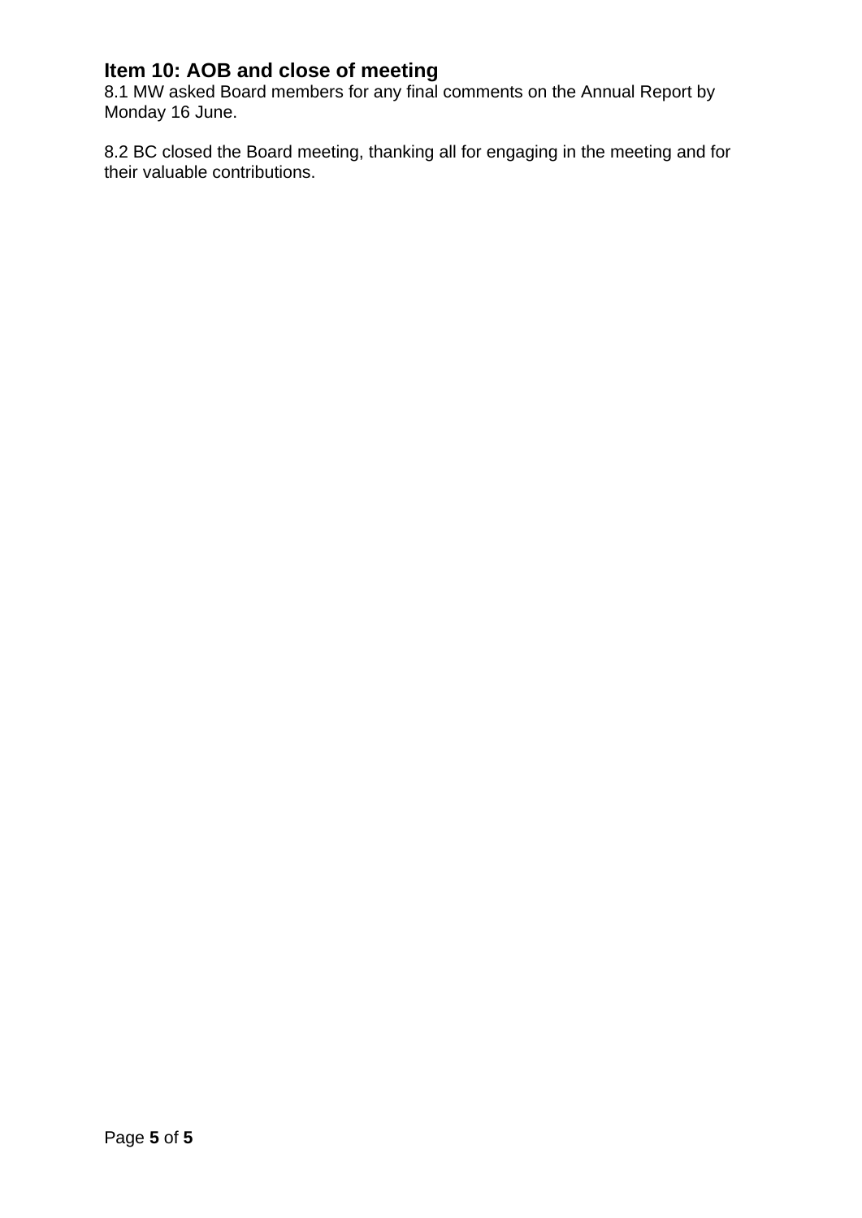## Item 10: AOB and close of meeting

8.1 MW asked Board members for any final comments on the Annual Report by Monday 16 June.

8.2 BC closed the Board meeting, thanking all for engaging in the meeting and for their valuable contributions.